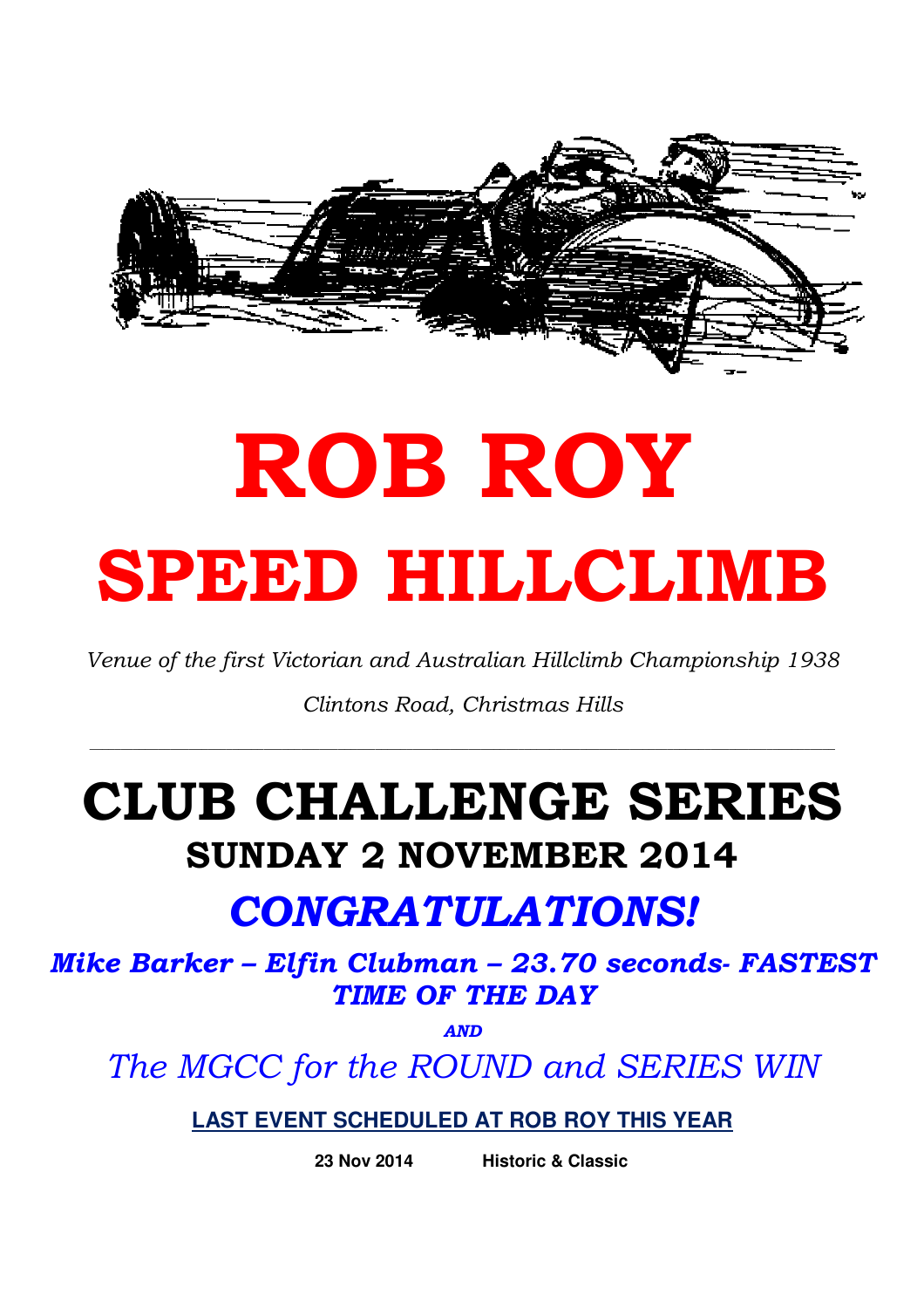# ROB ROY

# SPEED HILLCLIMB

*Venue of the first Victorian and Australian Hillclimb Championship 1938*

*Clintons Road, Christmas Hills*

---

# CLUB CHALLENGE SERIES

## SUNDAY 2 NOVEMBER 2014

## *CONGRATULATIONS!*

***Mike Barker – Elfin Clubman – 23.70 seconds- FASTEST TIME OF THE DAY***

***AND***

*The MGCC for the ROUND and SERIES WIN*

**LAST EVENT SCHEDULED AT ROB ROY THIS YEAR**

**23 Nov 2014** **Historic & Classic**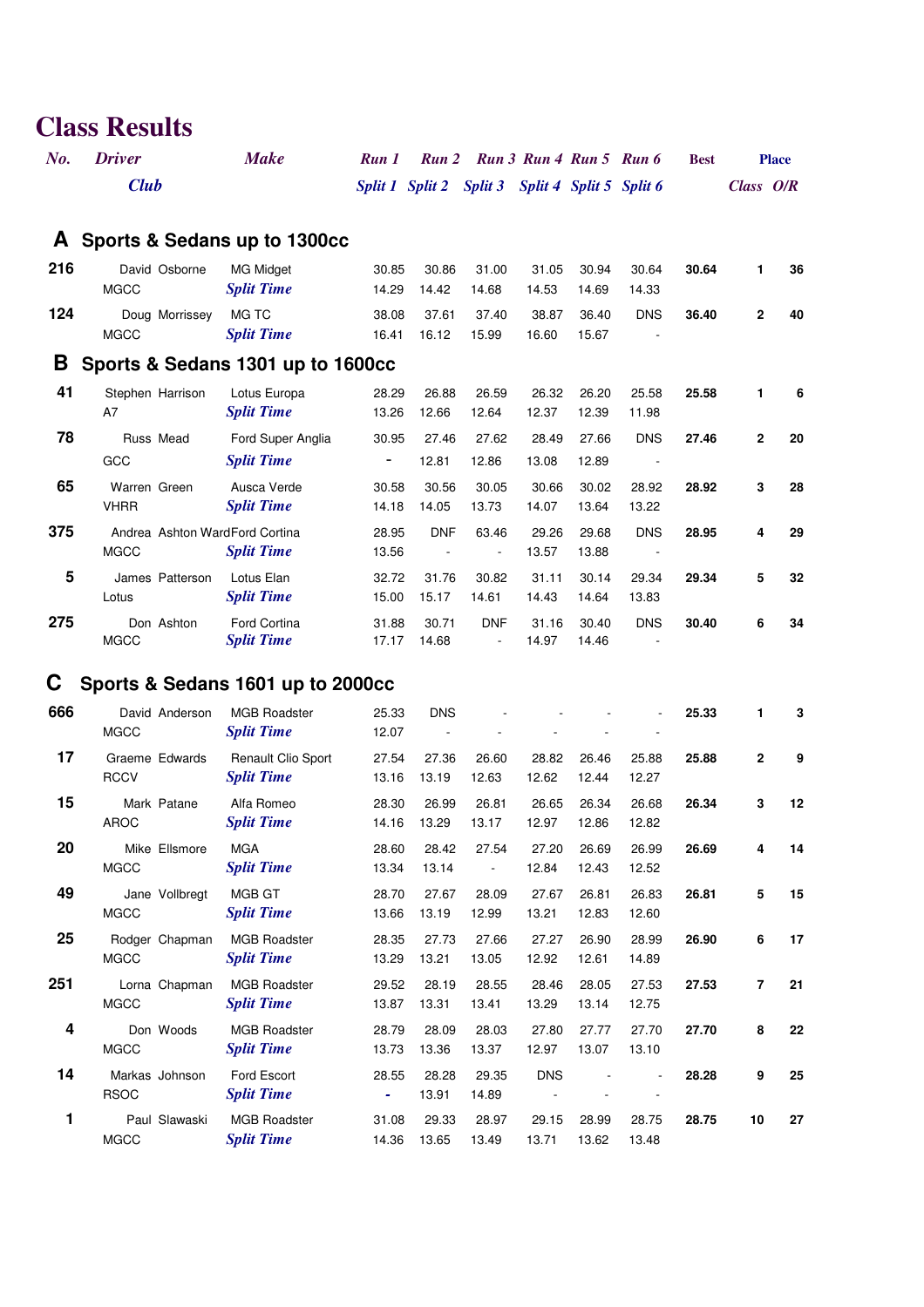# Class Results

| No. | Driver / Club | Make | Run 1 / Split 1 | Run 2 / Split 2 | Run 3 / Split 3 | Run 4 / Split 4 | Run 5 / Split 5 | Run 6 / Split 6 | Best | Place Class | Place O/R |
|---|---|---|---|---|---|---|---|---|---|---|---|
| **A** | **Sports & Sedans up to 1300cc** | | | | | | | | | | |
| **216** | David Osborne | MG Midget | 30.85 | 30.86 | 31.00 | 31.05 | 30.94 | 30.64 | **30.64** | **1** | **36** |
| | MGCC | *Split Time* | 14.29 | 14.42 | 14.68 | 14.53 | 14.69 | 14.33 | | | |
| **124** | Doug Morrissey | MG TC | 38.08 | 37.61 | 37.40 | 38.87 | 36.40 | DNS | **36.40** | **2** | **40** |
| | MGCC | *Split Time* | 16.41 | 16.12 | 15.99 | 16.60 | 15.67 | - | | | |
| **B** | **Sports & Sedans 1301 up to 1600cc** | | | | | | | | | | |
| **41** | Stephen Harrison | Lotus Europa | 28.29 | 26.88 | 26.59 | 26.32 | 26.20 | 25.58 | **25.58** | **1** | **6** |
| | A7 | *Split Time* | 13.26 | 12.66 | 12.64 | 12.37 | 12.39 | 11.98 | | | |
| **78** | Russ Mead | Ford Super Anglia | 30.95 | 27.46 | 27.62 | 28.49 | 27.66 | DNS | **27.46** | **2** | **20** |
| | GCC | *Split Time* | - | 12.81 | 12.86 | 13.08 | 12.89 | - | | | |
| **65** | Warren Green | Ausca Verde | 30.58 | 30.56 | 30.05 | 30.66 | 30.02 | 28.92 | **28.92** | **3** | **28** |
| | VHRR | *Split Time* | 14.18 | 14.05 | 13.73 | 14.07 | 13.64 | 13.22 | | | |
| **375** | Andrea Ashton Ward | Ford Cortina | 28.95 | DNF | 63.46 | 29.26 | 29.68 | DNS | **28.95** | **4** | **29** |
| | MGCC | *Split Time* | 13.56 | - | - | 13.57 | 13.88 | - | | | |
| **5** | James Patterson | Lotus Elan | 32.72 | 31.76 | 30.82 | 31.11 | 30.14 | 29.34 | **29.34** | **5** | **32** |
| | Lotus | *Split Time* | 15.00 | 15.17 | 14.61 | 14.43 | 14.64 | 13.83 | | | |
| **275** | Don Ashton | Ford Cortina | 31.88 | 30.71 | DNF | 31.16 | 30.40 | DNS | **30.40** | **6** | **34** |
| | MGCC | *Split Time* | 17.17 | 14.68 | - | 14.97 | 14.46 | - | | | |
| **C** | **Sports & Sedans 1601 up to 2000cc** | | | | | | | | | | |
| **666** | David Anderson | MGB Roadster | 25.33 | DNS | - | - | - | - | **25.33** | **1** | **3** |
| | MGCC | *Split Time* | 12.07 | - | - | - | - | - | | | |
| **17** | Graeme Edwards | Renault Clio Sport | 27.54 | 27.36 | 26.60 | 28.82 | 26.46 | 25.88 | **25.88** | **2** | **9** |
| | RCCV | *Split Time* | 13.16 | 13.19 | 12.63 | 12.62 | 12.44 | 12.27 | | | |
| **15** | Mark Patane | Alfa Romeo | 28.30 | 26.99 | 26.81 | 26.65 | 26.34 | 26.68 | **26.34** | **3** | **12** |
| | AROC | *Split Time* | 14.16 | 13.29 | 13.17 | 12.97 | 12.86 | 12.82 | | | |
| **20** | Mike Ellsmore | MGA | 28.60 | 28.42 | 27.54 | 27.20 | 26.69 | 26.99 | **26.69** | **4** | **14** |
| | MGCC | *Split Time* | 13.34 | 13.14 | - | 12.84 | 12.43 | 12.52 | | | |
| **49** | Jane Vollbregt | MGB GT | 28.70 | 27.67 | 28.09 | 27.67 | 26.81 | 26.83 | **26.81** | **5** | **15** |
| | MGCC | *Split Time* | 13.66 | 13.19 | 12.99 | 13.21 | 12.83 | 12.60 | | | |
| **25** | Rodger Chapman | MGB Roadster | 28.35 | 27.73 | 27.66 | 27.27 | 26.90 | 28.99 | **26.90** | **6** | **17** |
| | MGCC | *Split Time* | 13.29 | 13.21 | 13.05 | 12.92 | 12.61 | 14.89 | | | |
| **251** | Lorna Chapman | MGB Roadster | 29.52 | 28.19 | 28.55 | 28.46 | 28.05 | 27.53 | **27.53** | **7** | **21** |
| | MGCC | *Split Time* | 13.87 | 13.31 | 13.41 | 13.29 | 13.14 | 12.75 | | | |
| **4** | Don Woods | MGB Roadster | 28.79 | 28.09 | 28.03 | 27.80 | 27.77 | 27.70 | **27.70** | **8** | **22** |
| | MGCC | *Split Time* | 13.73 | 13.36 | 13.37 | 12.97 | 13.07 | 13.10 | | | |
| **14** | Markas Johnson | Ford Escort | 28.55 | 28.28 | 29.35 | DNS | - | - | **28.28** | **9** | **25** |
| | RSOC | *Split Time* | - | 13.91 | 14.89 | - | - | - | | | |
| **1** | Paul Slawaski | MGB Roadster | 31.08 | 29.33 | 28.97 | 29.15 | 28.99 | 28.75 | **28.75** | **10** | **27** |
| | MGCC | *Split Time* | 14.36 | 13.65 | 13.49 | 13.71 | 13.62 | 13.48 | | | |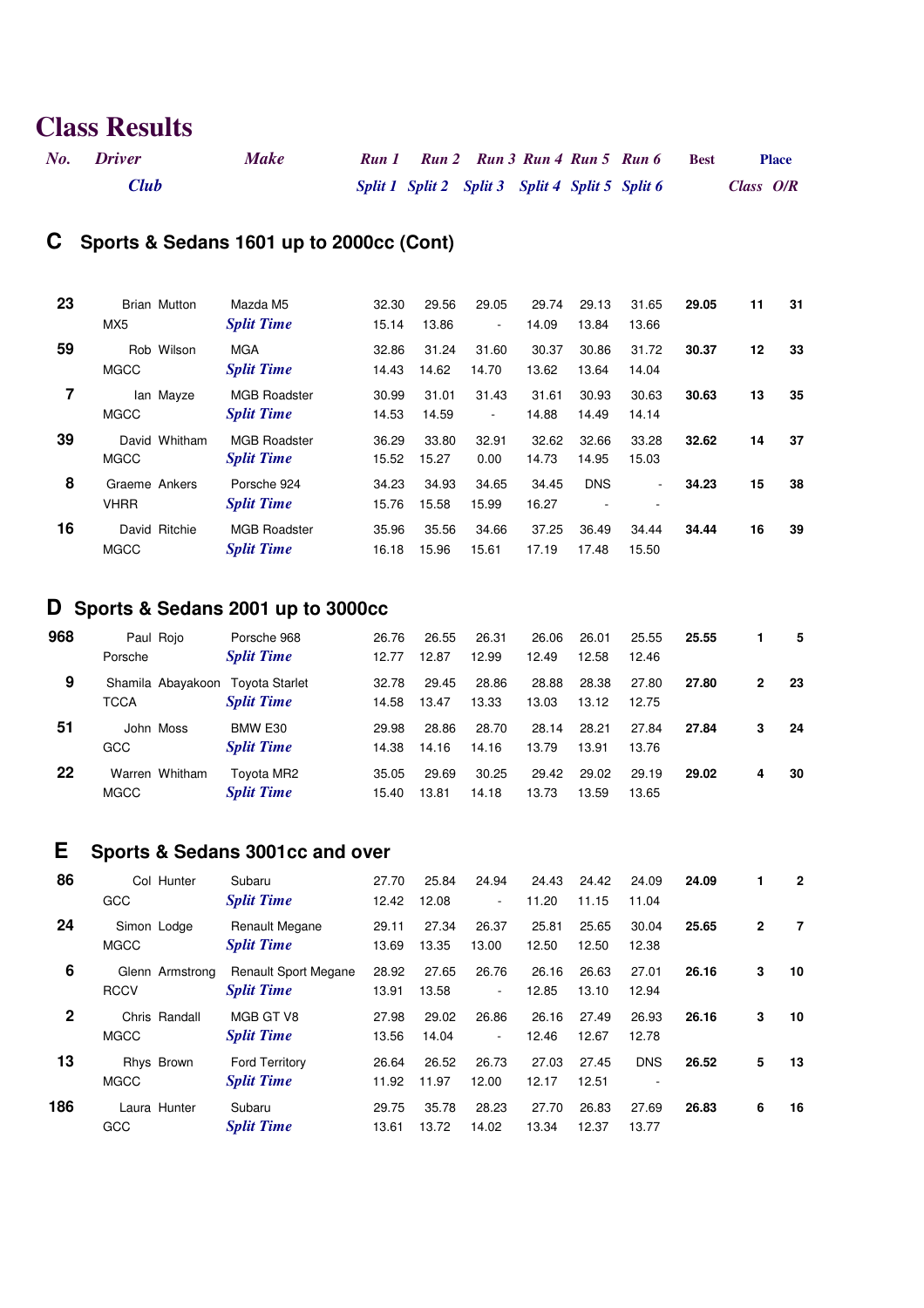# Class Results

| No. | Driver / Club | Make | Run 1 / Split 1 | Run 2 / Split 2 | Run 3 / Split 3 | Run 4 / Split 4 | Run 5 / Split 5 | Run 6 / Split 6 | Best | Place Class | Place O/R |
|---|---|---|---|---|---|---|---|---|---|---|---|

## C Sports & Sedans 1601 up to 2000cc (Cont)

| No. | Driver / Club | Make | Run 1 / Split 1 | Run 2 / Split 2 | Run 3 / Split 3 | Run 4 / Split 4 | Run 5 / Split 5 | Run 6 / Split 6 | Best | Class | O/R |
|---|---|---|---|---|---|---|---|---|---|---|---|
| **23** | Brian Mutton | Mazda M5 | 32.30 | 29.56 | 29.05 | 29.74 | 29.13 | 31.65 | **29.05** | **11** | **31** |
| | MX5 | *Split Time* | 15.14 | 13.86 | - | 14.09 | 13.84 | 13.66 | | | |
| **59** | Rob Wilson | MGA | 32.86 | 31.24 | 31.60 | 30.37 | 30.86 | 31.72 | **30.37** | **12** | **33** |
| | MGCC | *Split Time* | 14.43 | 14.62 | 14.70 | 13.62 | 13.64 | 14.04 | | | |
| **7** | Ian Mayze | MGB Roadster | 30.99 | 31.01 | 31.43 | 31.61 | 30.93 | 30.63 | **30.63** | **13** | **35** |
| | MGCC | *Split Time* | 14.53 | 14.59 | - | 14.88 | 14.49 | 14.14 | | | |
| **39** | David Whitham | MGB Roadster | 36.29 | 33.80 | 32.91 | 32.62 | 32.66 | 33.28 | **32.62** | **14** | **37** |
| | MGCC | *Split Time* | 15.52 | 15.27 | 0.00 | 14.73 | 14.95 | 15.03 | | | |
| **8** | Graeme Ankers | Porsche 924 | 34.23 | 34.93 | 34.65 | 34.45 | DNS | - | **34.23** | **15** | **38** |
| | VHRR | *Split Time* | 15.76 | 15.58 | 15.99 | 16.27 | - | - | | | |
| **16** | David Ritchie | MGB Roadster | 35.96 | 35.56 | 34.66 | 37.25 | 36.49 | 34.44 | **34.44** | **16** | **39** |
| | MGCC | *Split Time* | 16.18 | 15.96 | 15.61 | 17.19 | 17.48 | 15.50 | | | |

## D Sports & Sedans 2001 up to 3000cc

| No. | Driver / Club | Make | Run 1 / Split 1 | Run 2 / Split 2 | Run 3 / Split 3 | Run 4 / Split 4 | Run 5 / Split 5 | Run 6 / Split 6 | Best | Class | O/R |
|---|---|---|---|---|---|---|---|---|---|---|---|
| **968** | Paul Rojo | Porsche 968 | 26.76 | 26.55 | 26.31 | 26.06 | 26.01 | 25.55 | **25.55** | **1** | **5** |
| | Porsche | *Split Time* | 12.77 | 12.87 | 12.99 | 12.49 | 12.58 | 12.46 | | | |
| **9** | Shamila Abayakoon | Toyota Starlet | 32.78 | 29.45 | 28.86 | 28.88 | 28.38 | 27.80 | **27.80** | **2** | **23** |
| | TCCA | *Split Time* | 14.58 | 13.47 | 13.33 | 13.03 | 13.12 | 12.75 | | | |
| **51** | John Moss | BMW E30 | 29.98 | 28.86 | 28.70 | 28.14 | 28.21 | 27.84 | **27.84** | **3** | **24** |
| | GCC | *Split Time* | 14.38 | 14.16 | 14.16 | 13.79 | 13.91 | 13.76 | | | |
| **22** | Warren Whitham | Toyota MR2 | 35.05 | 29.69 | 30.25 | 29.42 | 29.02 | 29.19 | **29.02** | **4** | **30** |
| | MGCC | *Split Time* | 15.40 | 13.81 | 14.18 | 13.73 | 13.59 | 13.65 | | | |

## E Sports & Sedans 3001cc and over

| No. | Driver / Club | Make | Run 1 / Split 1 | Run 2 / Split 2 | Run 3 / Split 3 | Run 4 / Split 4 | Run 5 / Split 5 | Run 6 / Split 6 | Best | Class | O/R |
|---|---|---|---|---|---|---|---|---|---|---|---|
| **86** | Col Hunter | Subaru | 27.70 | 25.84 | 24.94 | 24.43 | 24.42 | 24.09 | **24.09** | **1** | **2** |
| | GCC | *Split Time* | 12.42 | 12.08 | - | 11.20 | 11.15 | 11.04 | | | |
| **24** | Simon Lodge | Renault Megane | 29.11 | 27.34 | 26.37 | 25.81 | 25.65 | 30.04 | **25.65** | **2** | **7** |
| | MGCC | *Split Time* | 13.69 | 13.35 | 13.00 | 12.50 | 12.50 | 12.38 | | | |
| **6** | Glenn Armstrong | Renault Sport Megane | 28.92 | 27.65 | 26.76 | 26.16 | 26.63 | 27.01 | **26.16** | **3** | **10** |
| | RCCV | *Split Time* | 13.91 | 13.58 | - | 12.85 | 13.10 | 12.94 | | | |
| **2** | Chris Randall | MGB GT V8 | 27.98 | 29.02 | 26.86 | 26.16 | 27.49 | 26.93 | **26.16** | **3** | **10** |
| | MGCC | *Split Time* | 13.56 | 14.04 | - | 12.46 | 12.67 | 12.78 | | | |
| **13** | Rhys Brown | Ford Territory | 26.64 | 26.52 | 26.73 | 27.03 | 27.45 | DNS | **26.52** | **5** | **13** |
| | MGCC | *Split Time* | 11.92 | 11.97 | 12.00 | 12.17 | 12.51 | - | | | |
| **186** | Laura Hunter | Subaru | 29.75 | 35.78 | 28.23 | 27.70 | 26.83 | 27.69 | **26.83** | **6** | **16** |
| | GCC | *Split Time* | 13.61 | 13.72 | 14.02 | 13.34 | 12.37 | 13.77 | | | |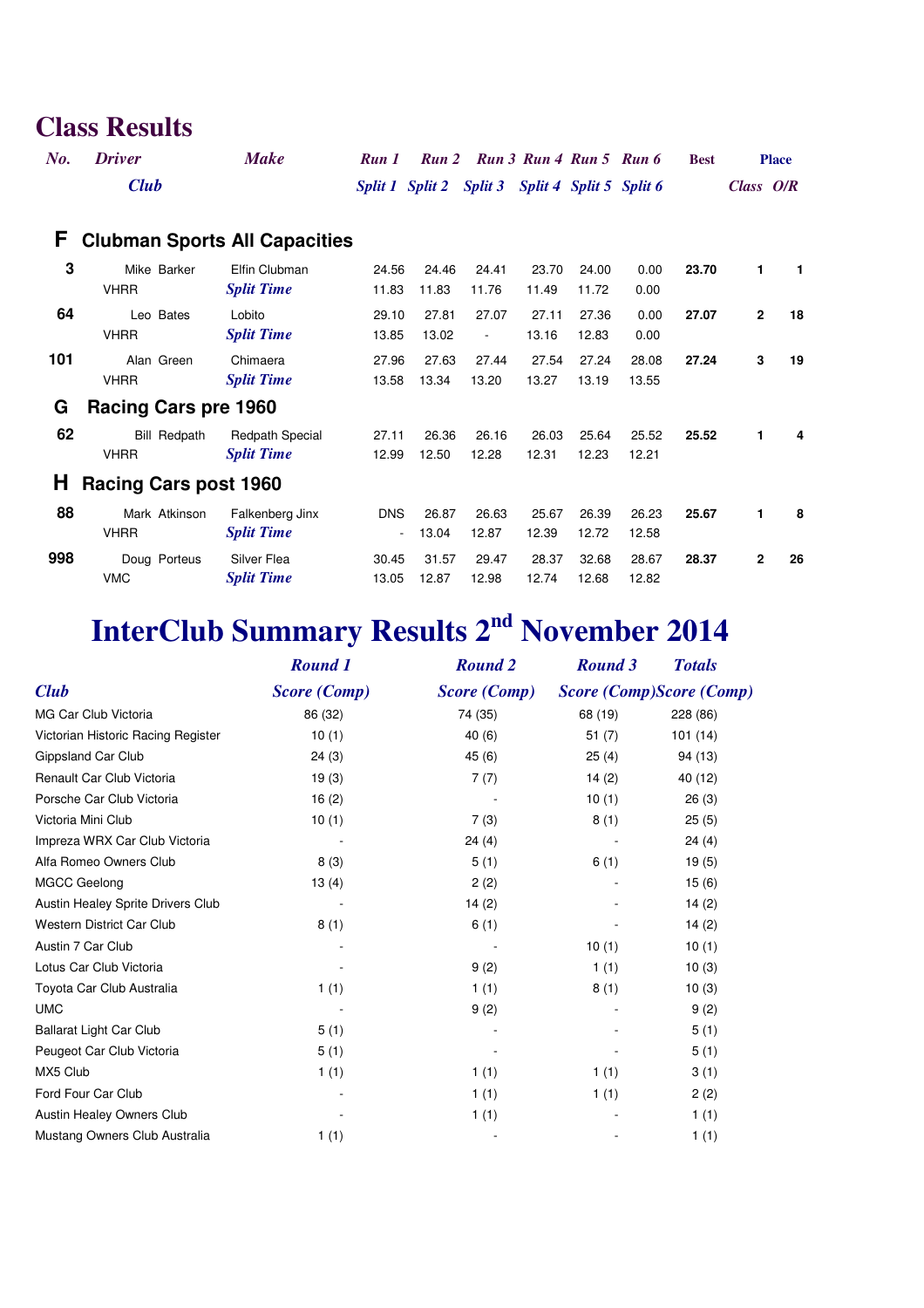## Class Results

| *No.* | *Driver* / *Club* | *Make* | *Run 1* / *Split 1* | *Run 2* / *Split 2* | *Run 3* / *Split 3* | *Run 4* / *Split 4* | *Run 5* / *Split 5* | *Run 6* / *Split 6* | *Best* | *Place Class* | *Place O/R* |
|---|---|---|---|---|---|---|---|---|---|---|---|
| **F** | **Clubman Sports All Capacities** | | | | | | | | | | |
| **3** | Mike Barker | Elfin Clubman | 24.56 | 24.46 | 24.41 | 23.70 | 24.00 | 0.00 | **23.70** | **1** | **1** |
| | VHRR | *Split Time* | 11.83 | 11.83 | 11.76 | 11.49 | 11.72 | 0.00 | | | |
| **64** | Leo Bates | Lobito | 29.10 | 27.81 | 27.07 | 27.11 | 27.36 | 0.00 | **27.07** | **2** | **18** |
| | VHRR | *Split Time* | 13.85 | 13.02 | - | 13.16 | 12.83 | 0.00 | | | |
| **101** | Alan Green | Chimaera | 27.96 | 27.63 | 27.44 | 27.54 | 27.24 | 28.08 | **27.24** | **3** | **19** |
| | VHRR | *Split Time* | 13.58 | 13.34 | 13.20 | 13.27 | 13.19 | 13.55 | | | |
| **G** | **Racing Cars pre 1960** | | | | | | | | | | |
| **62** | Bill Redpath | Redpath Special | 27.11 | 26.36 | 26.16 | 26.03 | 25.64 | 25.52 | **25.52** | **1** | **4** |
| | VHRR | *Split Time* | 12.99 | 12.50 | 12.28 | 12.31 | 12.23 | 12.21 | | | |
| **H** | **Racing Cars post 1960** | | | | | | | | | | |
| **88** | Mark Atkinson | Falkenberg Jinx | DNS | 26.87 | 26.63 | 25.67 | 26.39 | 26.23 | **25.67** | **1** | **8** |
| | VHRR | *Split Time* | - | 13.04 | 12.87 | 12.39 | 12.72 | 12.58 | | | |
| **998** | Doug Porteus | Silver Flea | 30.45 | 31.57 | 29.47 | 28.37 | 32.68 | 28.67 | **28.37** | **2** | **26** |
| | VMC | *Split Time* | 13.05 | 12.87 | 12.98 | 12.74 | 12.68 | 12.82 | | | |

# InterClub Summary Results 2nd November 2014

| *Club* | *Round 1* *Score (Comp)* | *Round 2* *Score (Comp)* | *Round 3* *Score (Comp)* | *Totals* *Score (Comp)* |
|---|---|---|---|---|
| MG Car Club Victoria | 86 (32) | 74 (35) | 68 (19) | 228 (86) |
| Victorian Historic Racing Register | 10 (1) | 40 (6) | 51 (7) | 101 (14) |
| Gippsland Car Club | 24 (3) | 45 (6) | 25 (4) | 94 (13) |
| Renault Car Club Victoria | 19 (3) | 7 (7) | 14 (2) | 40 (12) |
| Porsche Car Club Victoria | 16 (2) | - | 10 (1) | 26 (3) |
| Victoria Mini Club | 10 (1) | 7 (3) | 8 (1) | 25 (5) |
| Impreza WRX Car Club Victoria | - | 24 (4) | - | 24 (4) |
| Alfa Romeo Owners Club | 8 (3) | 5 (1) | 6 (1) | 19 (5) |
| MGCC Geelong | 13 (4) | 2 (2) | - | 15 (6) |
| Austin Healey Sprite Drivers Club | - | 14 (2) | - | 14 (2) |
| Western District Car Club | 8 (1) | 6 (1) | - | 14 (2) |
| Austin 7 Car Club | - | - | 10 (1) | 10 (1) |
| Lotus Car Club Victoria | - | 9 (2) | 1 (1) | 10 (3) |
| Toyota Car Club Australia | 1 (1) | 1 (1) | 8 (1) | 10 (3) |
| UMC | - | 9 (2) | - | 9 (2) |
| Ballarat Light Car Club | 5 (1) | - | - | 5 (1) |
| Peugeot Car Club Victoria | 5 (1) | - | - | 5 (1) |
| MX5 Club | 1 (1) | 1 (1) | 1 (1) | 3 (1) |
| Ford Four Car Club | - | 1 (1) | 1 (1) | 2 (2) |
| Austin Healey Owners Club | - | 1 (1) | - | 1 (1) |
| Mustang Owners Club Australia | 1 (1) | - | - | 1 (1) |